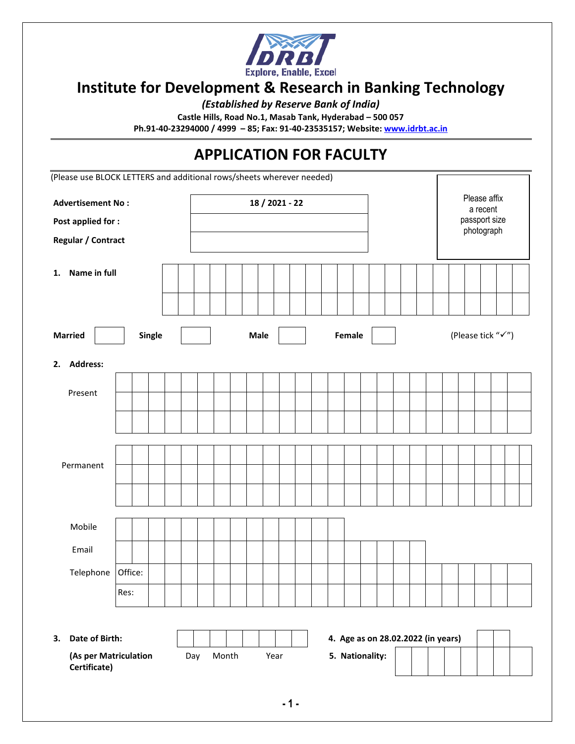# Institute for Development & Research in Banking Technology

*(Established by Reserve Bank of India)*

**Castle Hills, Road No.1, Masab Tank, Hyderabad – 500 057**

**Ph.91-40-23294000 / 4999 – 85; Fax: 91-40-23535157; Website: www.idrbt.ac.in**

## APPLICATION FOR FACULTY

(Please use BLOCK LETTERS and additional rows/sheets wherever needed)

| | |
|---|---|
| **Advertisement No :** | **18 / 2021 - 22** |
| **Post applied for :** | |
| **Regular / Contract** | |

Please affix a recent passport size photograph

**1. Name in full**

| | | | | | | | | | | | | | | | | | | | | | | | |
|---|---|---|---|---|---|---|---|---|---|---|---|---|---|---|---|---|---|---|---|---|---|---|---|
| | | | | | | | | | | | | | | | | | | | | | | | |

**Married** ☐ **Single** ☐ **Male** ☐ **Female** ☐ (Please tick "✓")

**2. Address:**

Present

| | | | | | | | | | | | | | | | | | | | | | | | | |
|---|---|---|---|---|---|---|---|---|---|---|---|---|---|---|---|---|---|---|---|---|---|---|---|---|
| | | | | | | | | | | | | | | | | | | | | | | | | |
| | | | | | | | | | | | | | | | | | | | | | | | | |

Permanent

| | | | | | | | | | | | | | | | | | | | | | | | | |
|---|---|---|---|---|---|---|---|---|---|---|---|---|---|---|---|---|---|---|---|---|---|---|---|---|
| | | | | | | | | | | | | | | | | | | | | | | | | |
| | | | | | | | | | | | | | | | | | | | | | | | | |

Mobile

Email

Telephone

| | |
|---|---|
| Office: | |
| Res: | |

**3. Date of Birth:**

**(As per Matriculation Certificate)**

| Day | | Month | | Year | | | |
|---|---|---|---|---|---|---|---|
| | | | | | | | |

**4. Age as on 28.02.2022 (in years)**

**5. Nationality:**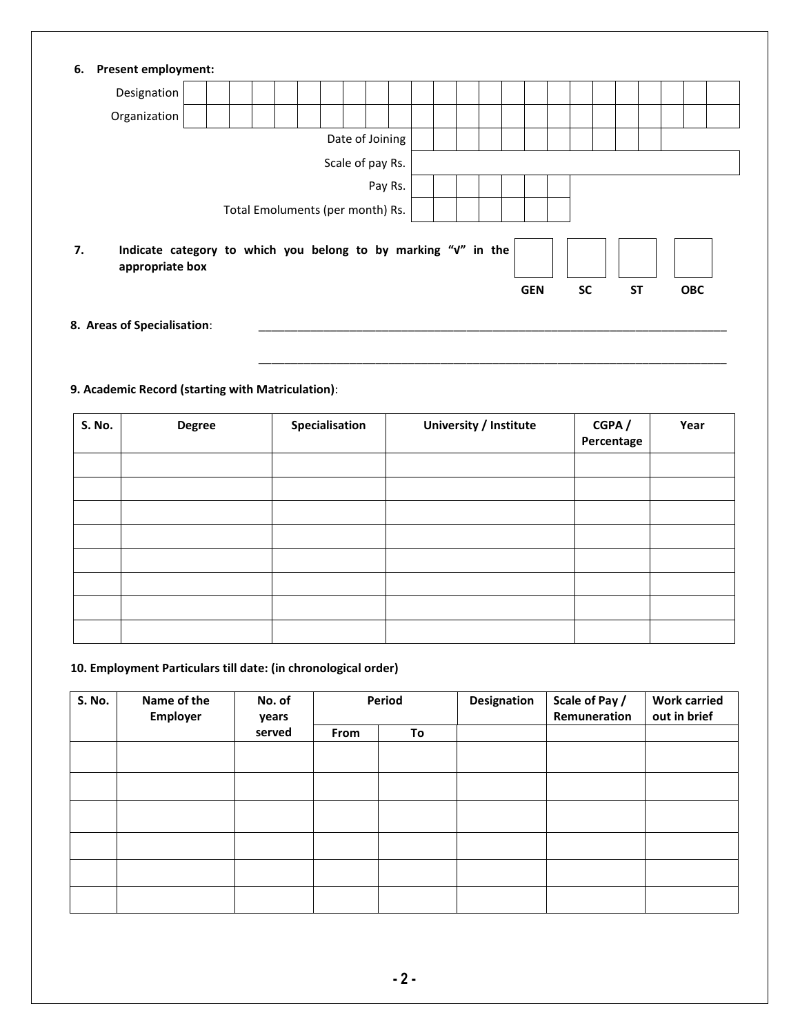**6. Present employment:**

| | |
|---|---|
| Designation | |
| Organization | |
| Date of Joining | |
| Scale of pay Rs. | |
| Pay Rs. | |
| Total Emoluments (per month) Rs. | |

**7. Indicate category to which you belong to by marking "√" in the appropriate box**

| GEN | SC | ST | OBC |
|---|---|---|---|
| | | | |

**8. Areas of Specialisation**: ____________________________________________

____________________________________________

**9. Academic Record (starting with Matriculation)**:

| S. No. | Degree | Specialisation | University / Institute | CGPA / Percentage | Year |
|---|---|---|---|---|---|
| | | | | | |
| | | | | | |
| | | | | | |
| | | | | | |
| | | | | | |
| | | | | | |
| | | | | | |
| | | | | | |

**10. Employment Particulars till date: (in chronological order)**

| S. No. | Name of the Employer | No. of years served | Period | | Designation | Scale of Pay / Remuneration | Work carried out in brief |
|---|---|---|---|---|---|---|---|
| | | | From | To | | | |
| | | | | | | | |
| | | | | | | | |
| | | | | | | | |
| | | | | | | | |
| | | | | | | | |
| | | | | | | | |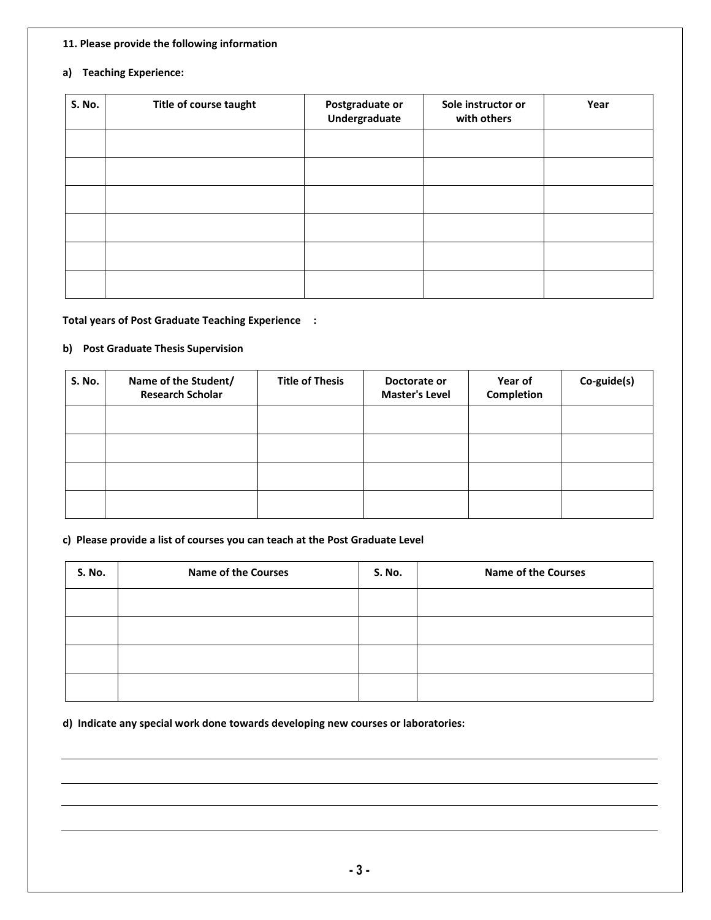**11. Please provide the following information**

**a) Teaching Experience:**

| S. No. | Title of course taught | Postgraduate or Undergraduate | Sole instructor or with others | Year |
|---|---|---|---|---|
| | | | | |
| | | | | |
| | | | | |
| | | | | |
| | | | | |
| | | | | |

**Total years of Post Graduate Teaching Experience :**

**b) Post Graduate Thesis Supervision**

| S. No. | Name of the Student/ Research Scholar | Title of Thesis | Doctorate or Master's Level | Year of Completion | Co-guide(s) |
|---|---|---|---|---|---|
| | | | | | |
| | | | | | |
| | | | | | |
| | | | | | |

**c) Please provide a list of courses you can teach at the Post Graduate Level**

| S. No. | Name of the Courses | S. No. | Name of the Courses |
|---|---|---|---|
| | | | |
| | | | |
| | | | |
| | | | |

**d) Indicate any special work done towards developing new courses or laboratories:**

___

___

___

___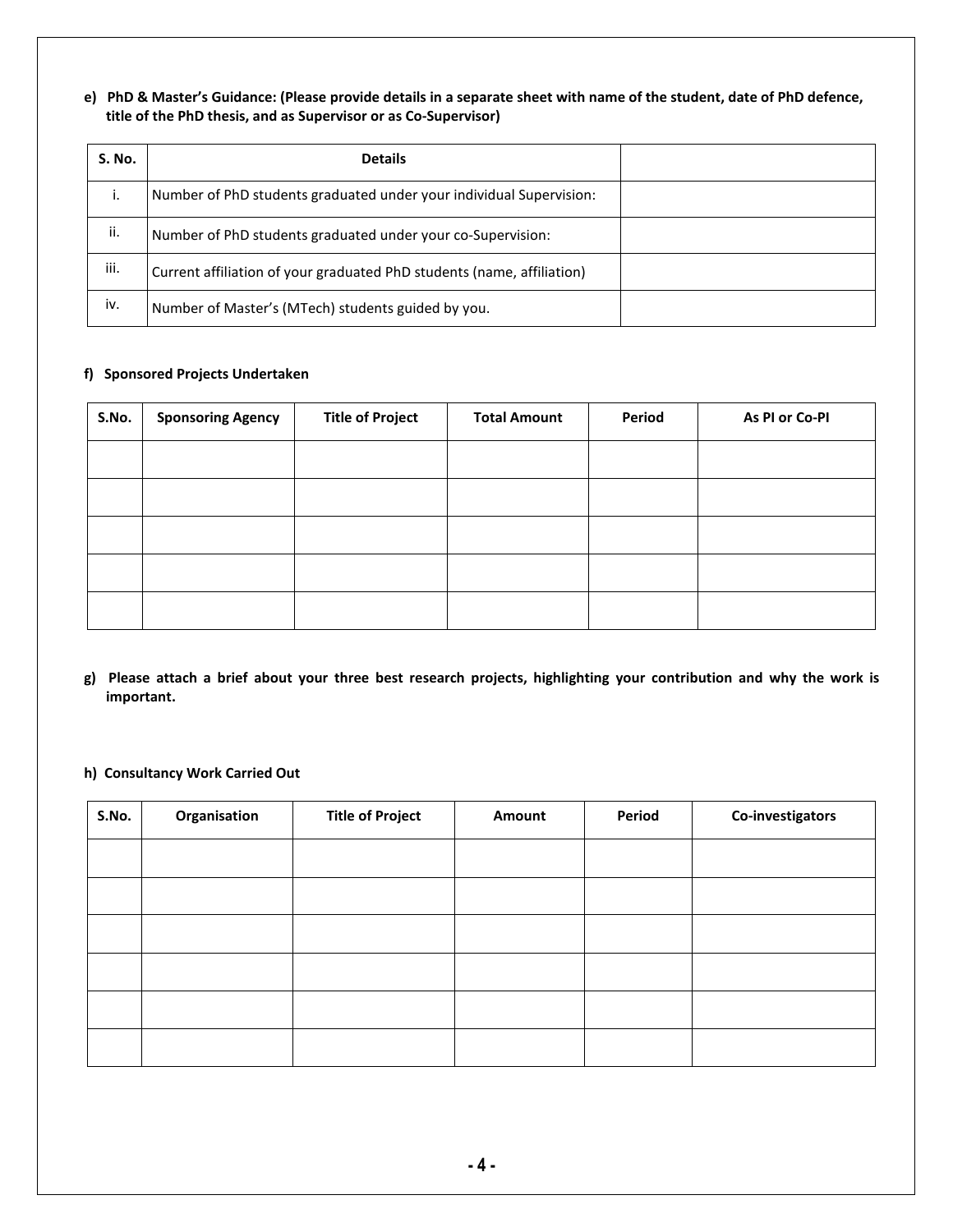**e) PhD & Master's Guidance: (Please provide details in a separate sheet with name of the student, date of PhD defence, title of the PhD thesis, and as Supervisor or as Co-Supervisor)**

| S. No. | Details | |
|---|---|---|
| i. | Number of PhD students graduated under your individual Supervision: | |
| ii. | Number of PhD students graduated under your co-Supervision: | |
| iii. | Current affiliation of your graduated PhD students (name, affiliation) | |
| iv. | Number of Master's (MTech) students guided by you. | |

**f) Sponsored Projects Undertaken**

| S.No. | Sponsoring Agency | Title of Project | Total Amount | Period | As PI or Co-PI |
|---|---|---|---|---|---|
| | | | | | |
| | | | | | |
| | | | | | |
| | | | | | |
| | | | | | |

**g) Please attach a brief about your three best research projects, highlighting your contribution and why the work is important.**

**h) Consultancy Work Carried Out**

| S.No. | Organisation | Title of Project | Amount | Period | Co-investigators |
|---|---|---|---|---|---|
| | | | | | |
| | | | | | |
| | | | | | |
| | | | | | |
| | | | | | |
| | | | | | |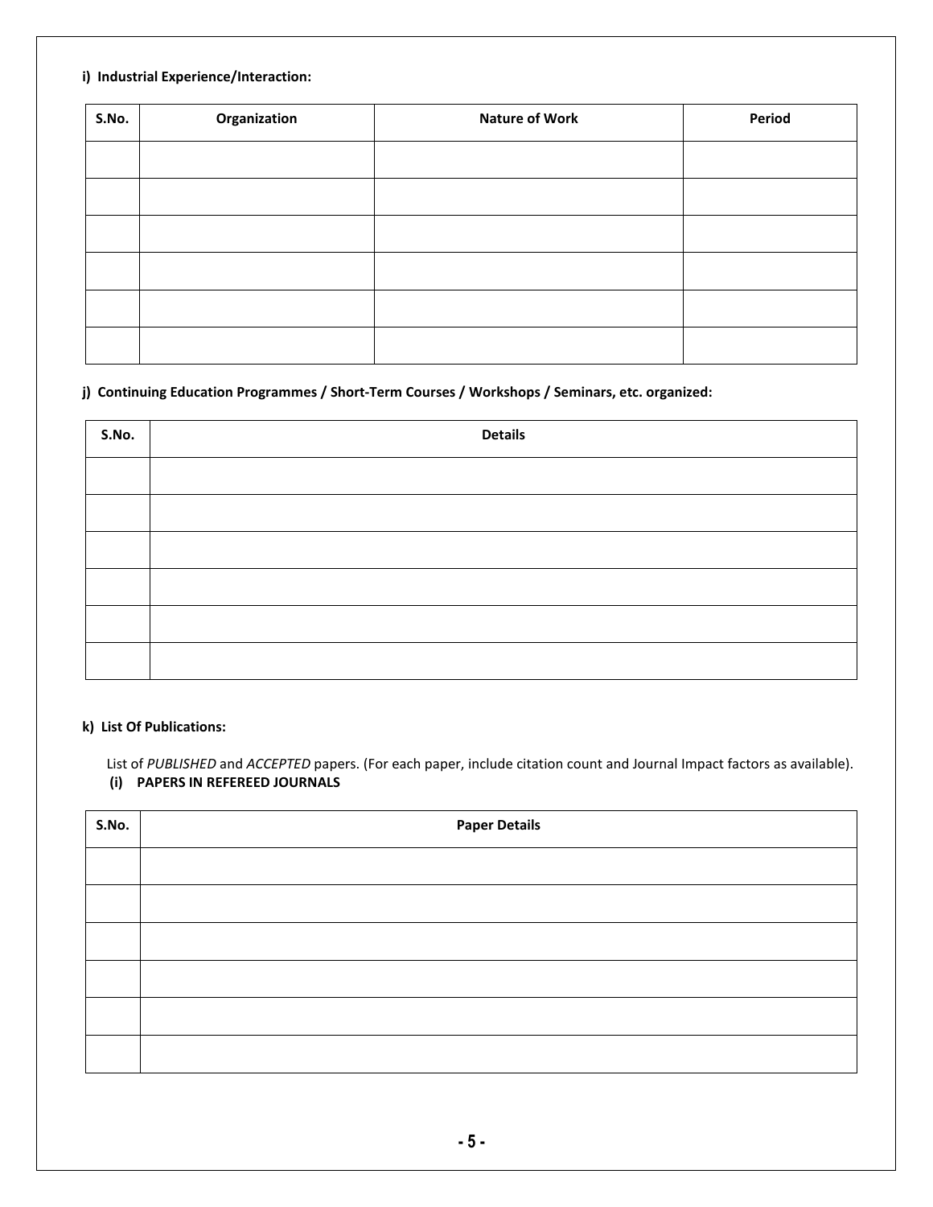**i) Industrial Experience/Interaction:**

| S.No. | Organization | Nature of Work | Period |
|---|---|---|---|
| | | | |
| | | | |
| | | | |
| | | | |
| | | | |
| | | | |

**j) Continuing Education Programmes / Short-Term Courses / Workshops / Seminars, etc. organized:**

| S.No. | Details |
|---|---|
| | |
| | |
| | |
| | |
| | |
| | |

**k) List Of Publications:**

List of *PUBLISHED* and *ACCEPTED* papers. (For each paper, include citation count and Journal Impact factors as available).

**(i) PAPERS IN REFEREED JOURNALS**

| S.No. | Paper Details |
|---|---|
| | |
| | |
| | |
| | |
| | |
| | |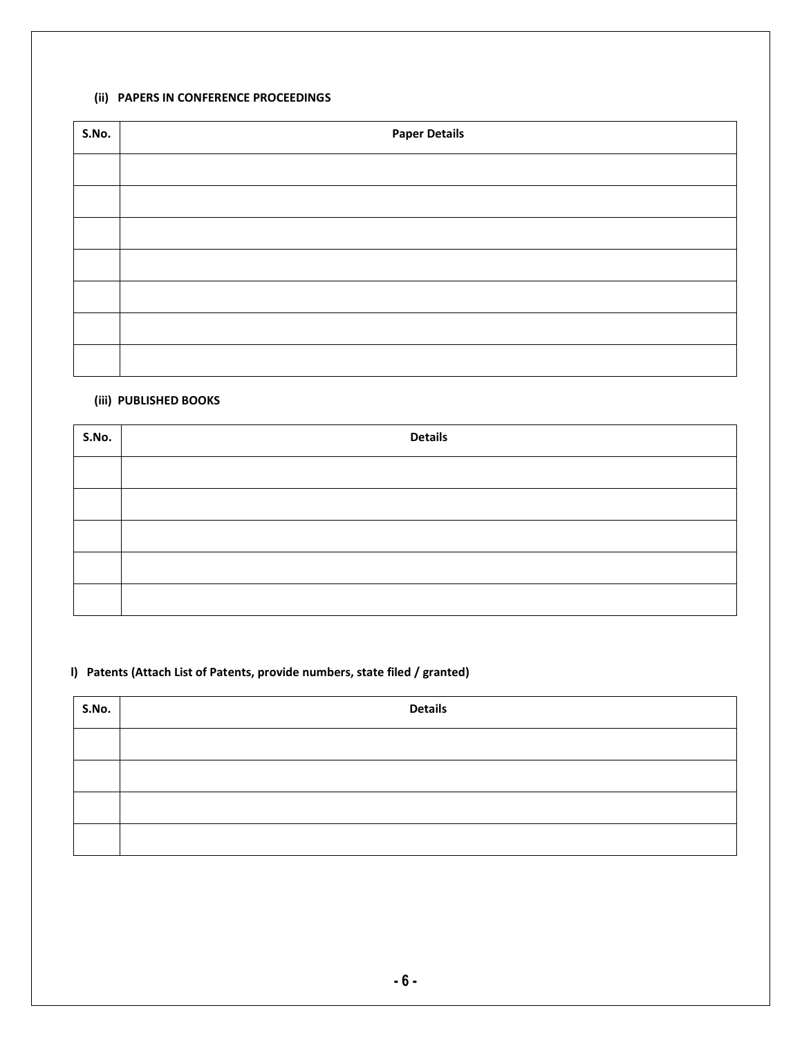#### (ii) PAPERS IN CONFERENCE PROCEEDINGS

| S.No. | Paper Details |
|---|---|
| | |
| | |
| | |
| | |
| | |
| | |
| | |

#### (iii) PUBLISHED BOOKS

| S.No. | Details |
|---|---|
| | |
| | |
| | |
| | |
| | |

### I) Patents (Attach List of Patents, provide numbers, state filed / granted)

| S.No. | Details |
|---|---|
| | |
| | |
| | |
| | |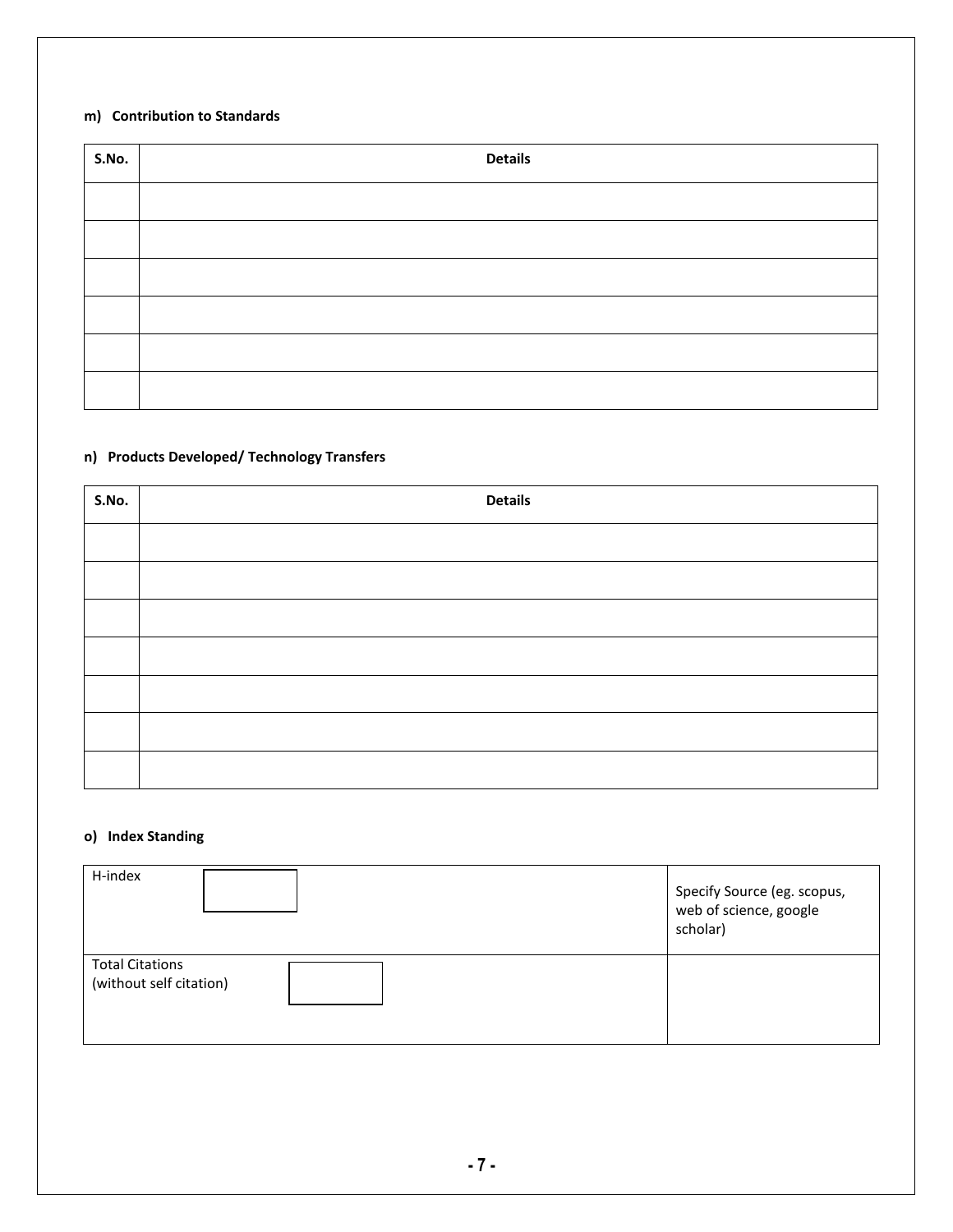**m) Contribution to Standards**

| S.No. | Details |
|---|---|
| | |
| | |
| | |
| | |
| | |
| | |

**n) Products Developed/ Technology Transfers**

| S.No. | Details |
|---|---|
| | |
| | |
| | |
| | |
| | |
| | |
| | |

**o) Index Standing**

| | |
|---|---|
| H-index | Specify Source (eg. scopus, web of science, google scholar) |
| Total Citations (without self citation) | |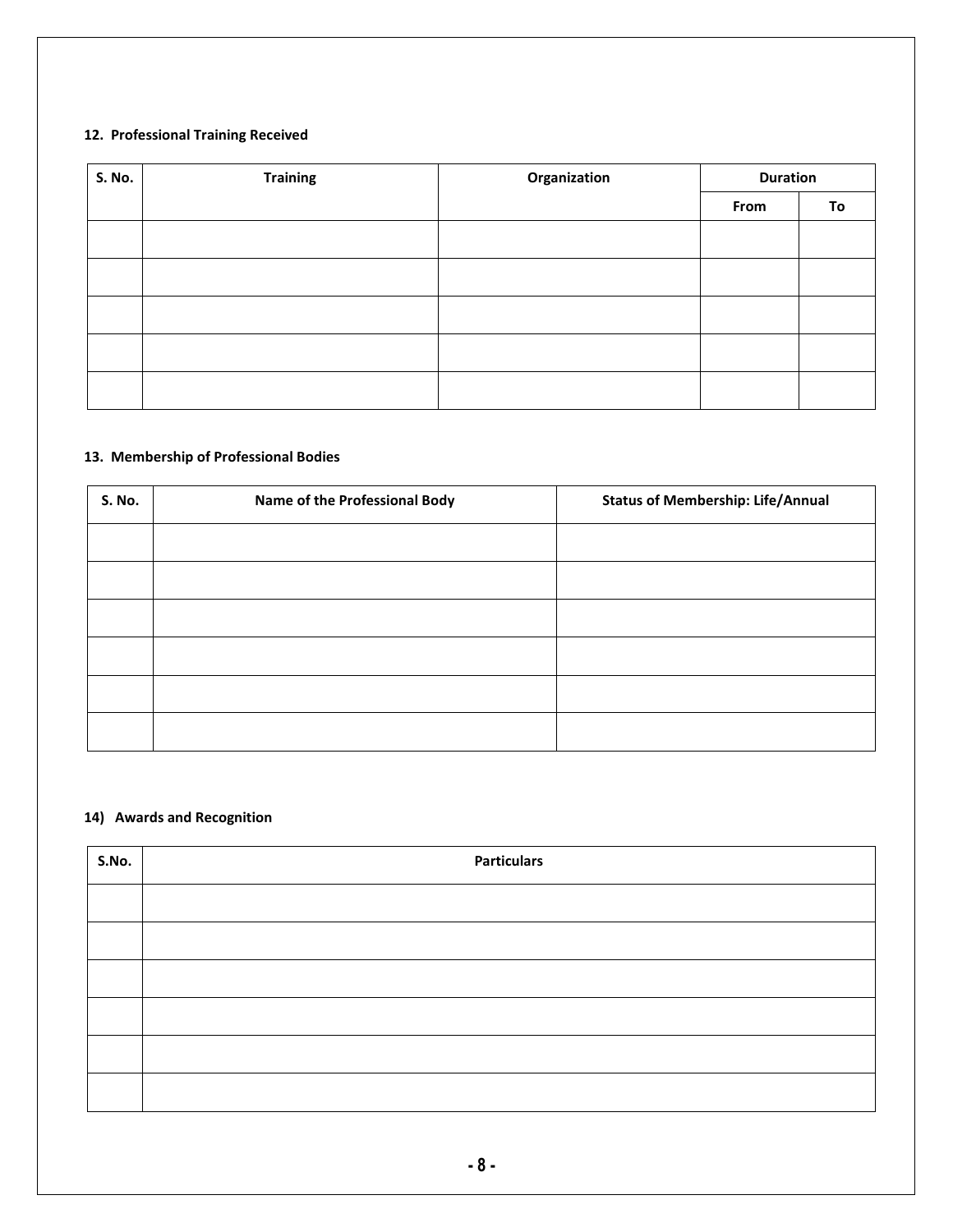### 12. Professional Training Received

| S. No. | Training | Organization | Duration | |
|---|---|---|---|---|
| | | | From | To |
| | | | | |
| | | | | |
| | | | | |
| | | | | |
| | | | | |

### 13. Membership of Professional Bodies

| S. No. | Name of the Professional Body | Status of Membership: Life/Annual |
|---|---|---|
| | | |
| | | |
| | | |
| | | |
| | | |
| | | |

### 14) Awards and Recognition

| S.No. | Particulars |
|---|---|
| | |
| | |
| | |
| | |
| | |
| | |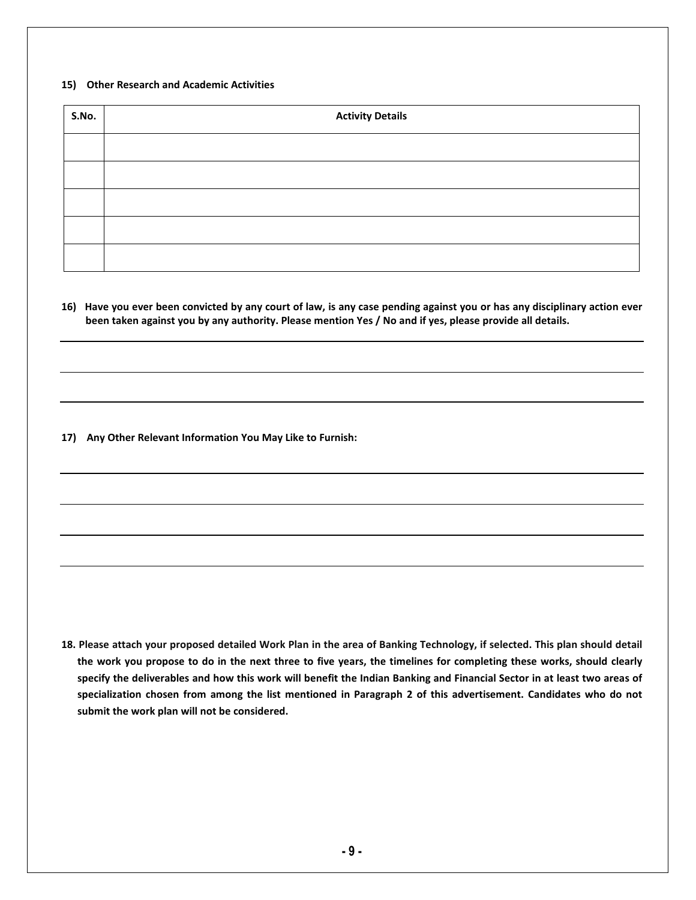**15) Other Research and Academic Activities**

| S.No. | Activity Details |
|---|---|
| | |
| | |
| | |
| | |
| | |

**16) Have you ever been convicted by any court of law, is any case pending against you or has any disciplinary action ever been taken against you by any authority. Please mention Yes / No and if yes, please provide all details.**

---

---

---

**17) Any Other Relevant Information You May Like to Furnish:**

---

---

---

---

**18. Please attach your proposed detailed Work Plan in the area of Banking Technology, if selected. This plan should detail the work you propose to do in the next three to five years, the timelines for completing these works, should clearly specify the deliverables and how this work will benefit the Indian Banking and Financial Sector in at least two areas of specialization chosen from among the list mentioned in Paragraph 2 of this advertisement. Candidates who do not submit the work plan will not be considered.**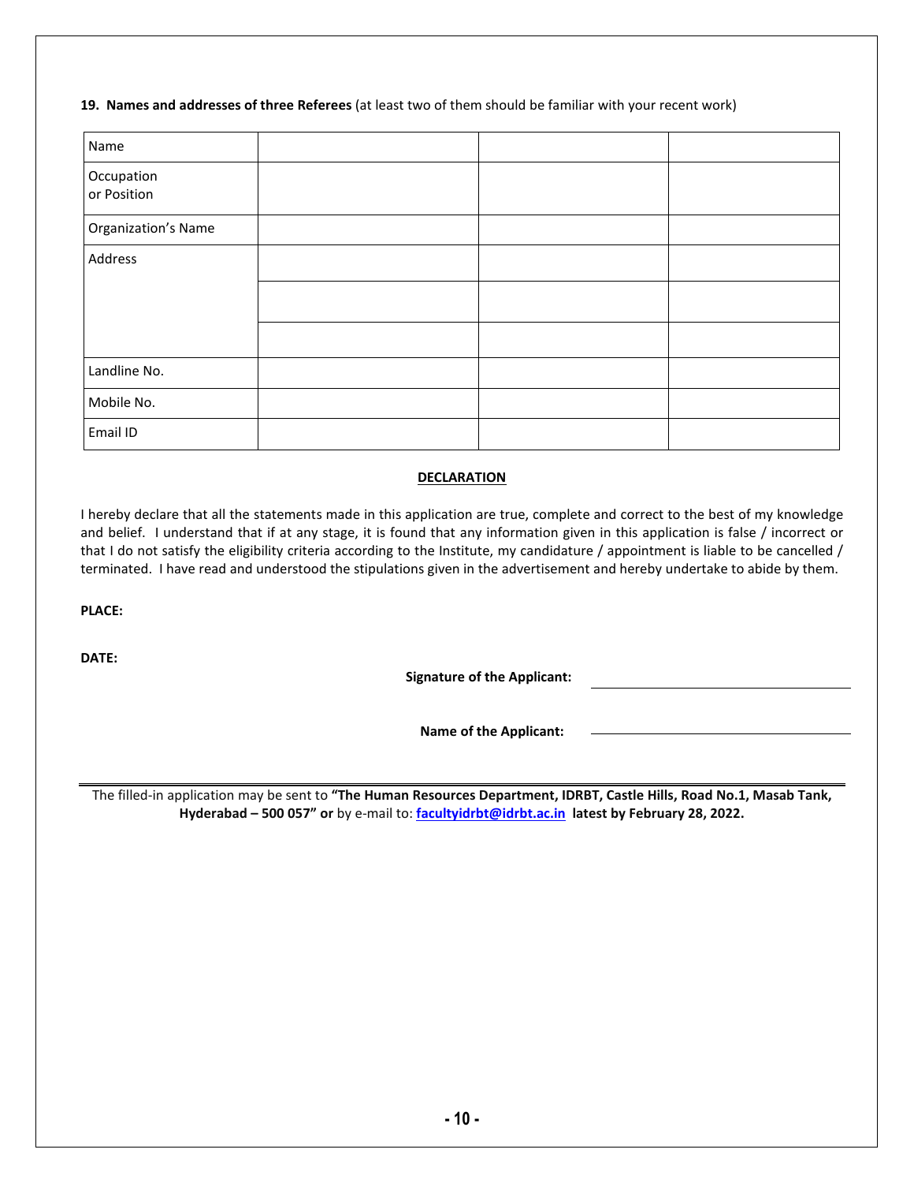**19. Names and addresses of three Referees** (at least two of them should be familiar with your recent work)

| | | | |
|---|---|---|---|
| Name | | | |
| Occupation or Position | | | |
| Organization's Name | | | |
| Address | | | |
| | | | |
| | | | |
| Landline No. | | | |
| Mobile No. | | | |
| Email ID | | | |

**DECLARATION**

I hereby declare that all the statements made in this application are true, complete and correct to the best of my knowledge and belief. I understand that if at any stage, it is found that any information given in this application is false / incorrect or that I do not satisfy the eligibility criteria according to the Institute, my candidature / appointment is liable to be cancelled / terminated. I have read and understood the stipulations given in the advertisement and hereby undertake to abide by them.

**PLACE:**

**DATE:**

**Signature of the Applicant:** ____________________

**Name of the Applicant:** ____________________

---

The filled-in application may be sent to **"The Human Resources Department, IDRBT, Castle Hills, Road No.1, Masab Tank, Hyderabad – 500 057" or** by e-mail to: **facultyidrbt@idrbt.ac.in** **latest by February 28, 2022.**